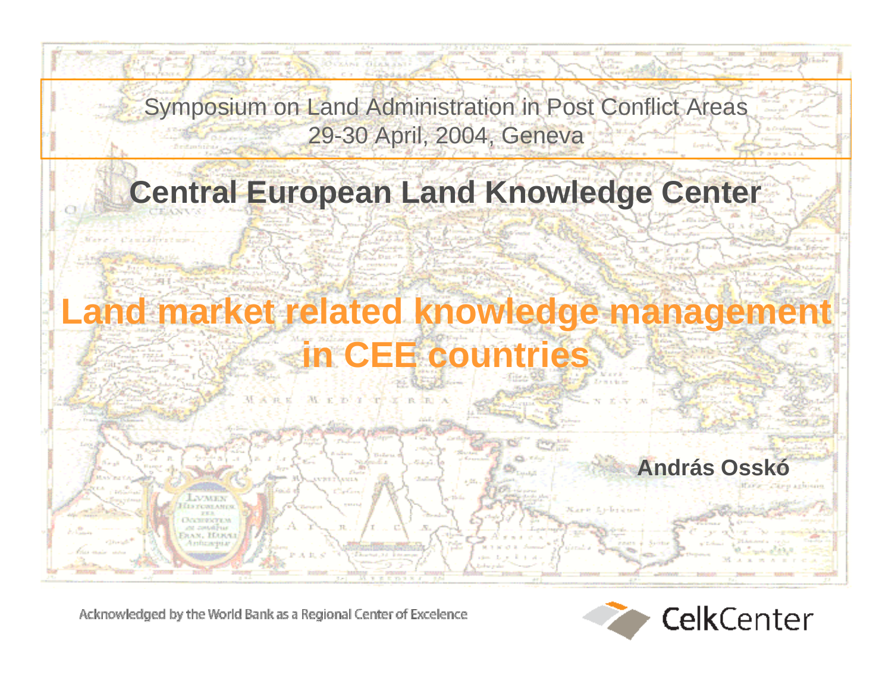Symposium on Land Administration in Post Conflict Areas
29-30 April, 2004, Geneva

## Central European Land Knowledge Center

# Land market related knowledge management in CEE countries

**András Osskó**

Acknowledged by the World Bank as a Regional Center of Excelence

CelkCenter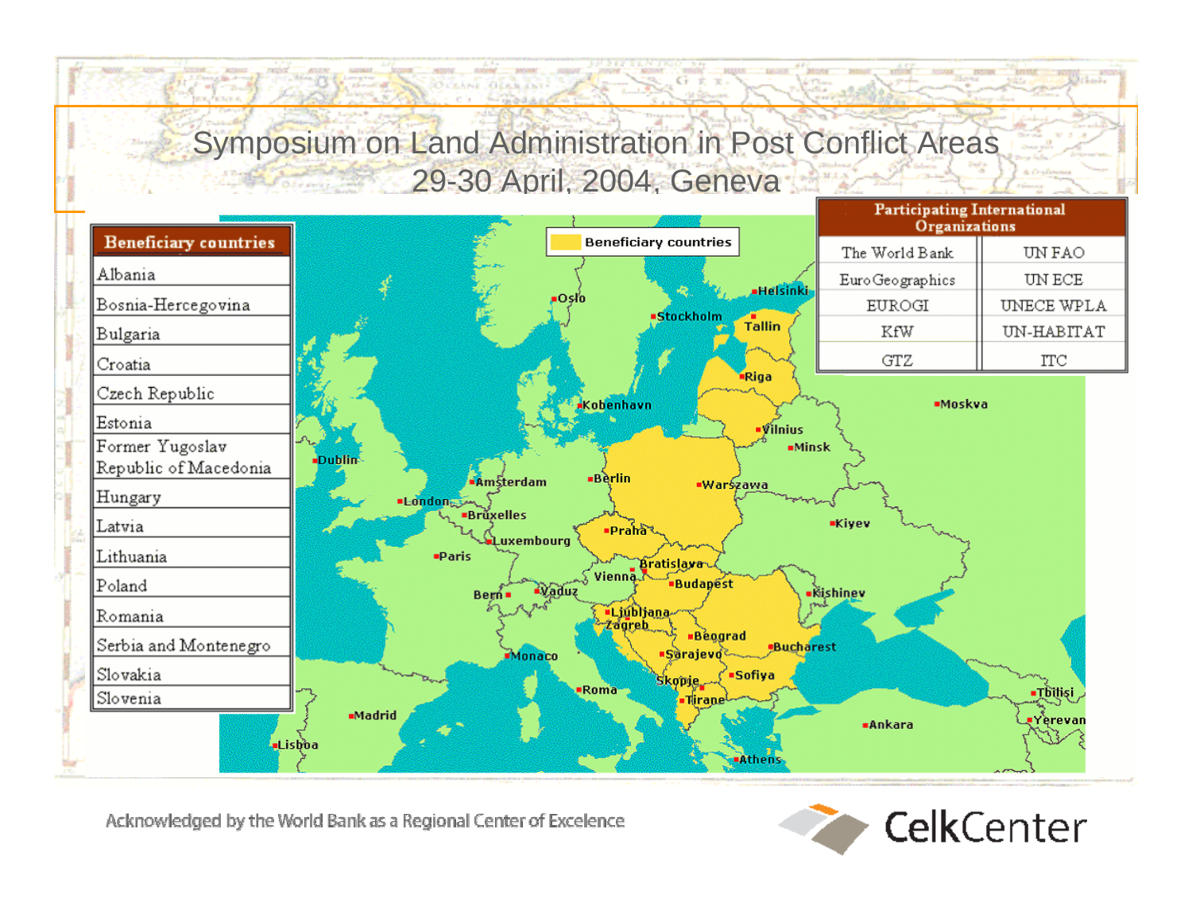# Symposium on Land Administration in Post Conflict Areas
## 29-30 April, 2004, Geneva

| Beneficiary countries |
| --- |
| Albania |
| Bosnia-Hercegovina |
| Bulgaria |
| Croatia |
| Czech Republic |
| Estonia |
| Former Yugoslav Republic of Macedonia |
| Hungary |
| Latvia |
| Lithuania |
| Poland |
| Romania |
| Serbia and Montenegro |
| Slovakia |
| Slovenia |

| Participating International Organizations | |
| --- | --- |
| The World Bank | UN FAO |
| Euro Geographics | UN ECE |
| EUROGI | UNECE WPLA |
| KfW | UN-HABITAT |
| GTZ | ITC |

Beneficiary countries

Oslo, Helsinki, Stockholm, Tallin, Riga, Kobenhavn, Moskva, Vilnius, Minsk, Dublin, Amsterdam, Berlin, Warszawa, London, Bruxelles, Kiyev, Praha, Luxembourg, Paris, Bratislava, Vienna, Budapest, Bern, Vaduz, Kishinev, Ljubljana, Zagreb, Beograd, Bucharest, Sarajevo, Monaco, Skopje, Sofiya, Roma, Tirane, Tbilisi, Madrid, Ankara, Yerevan, Lisboa, Athens

Acknowledged by the World Bank as a Regional Center of Excellence

CelkCenter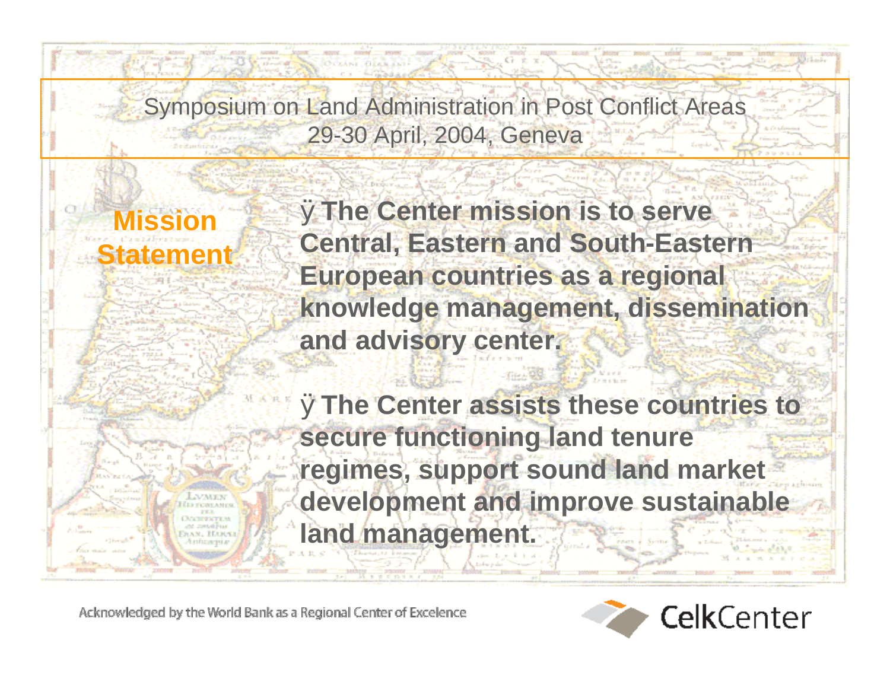Symposium on Land Administration in Post Conflict Areas
29-30 April, 2004, Geneva

## Mission Statement

- **The Center mission is to serve Central, Eastern and South-Eastern European countries as a regional knowledge management, dissemination and advisory center.**

- **The Center assists these countries to secure functioning land tenure regimes, support sound land market development and improve sustainable land management.**

Acknowledged by the World Bank as a Regional Center of Excellence

CelkCenter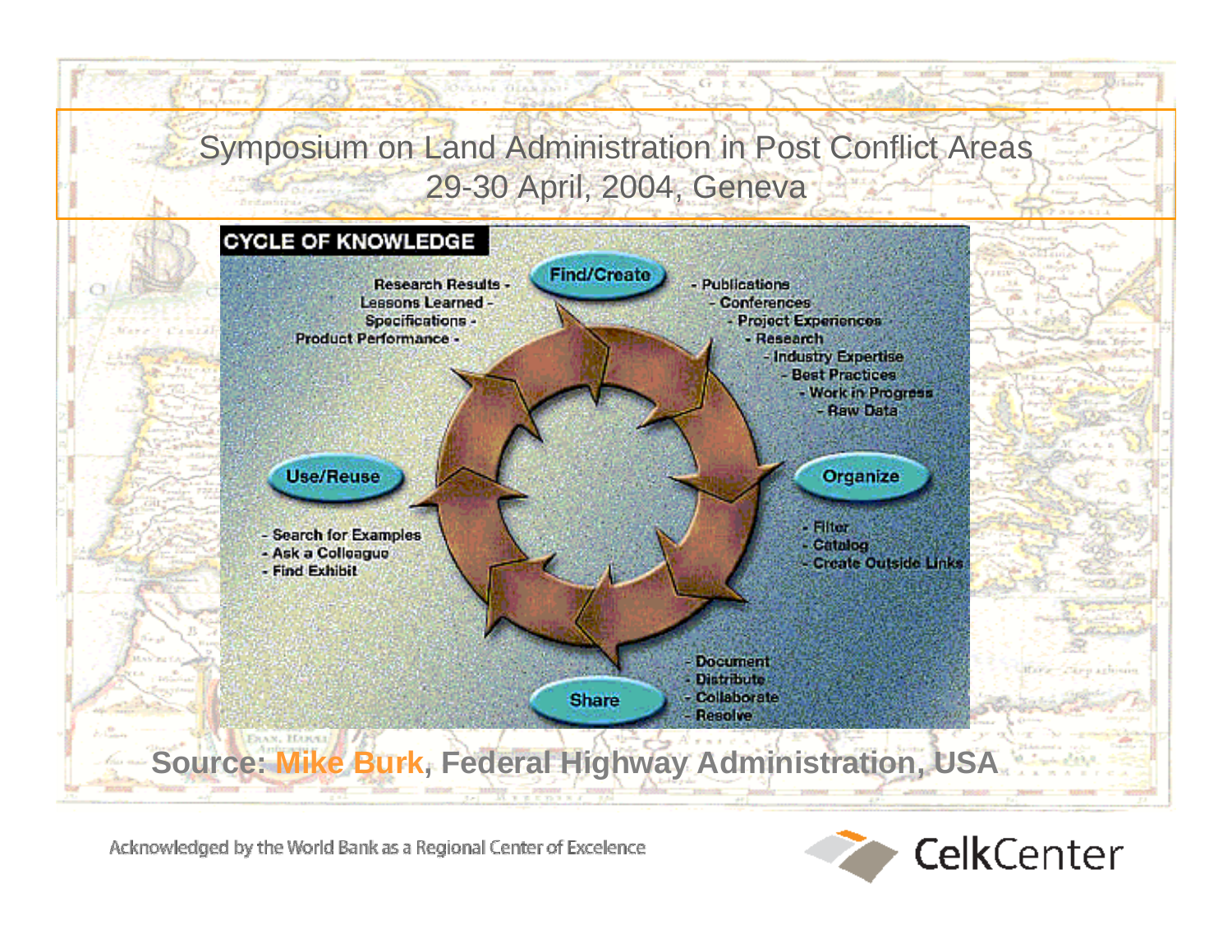# Symposium on Land Administration in Post Conflict Areas
## 29-30 April, 2004, Geneva

**CYCLE OF KNOWLEDGE**

**Find/Create**

Research Results -
Lessons Learned -
Specifications -
Product Performance -

- Publications
- Conferences
- Project Experiences
- Research
- Industry Expertise
- Best Practices
- Work in Progress
- Raw Data

**Organize**

- Filter
- Catalog
- Create Outside Links

**Share**

- Document
- Distribute
- Collaborate
- Resolve

**Use/Reuse**

- Search for Examples
- Ask a Colleague
- Find Exhibit

**Source: Mike Burk, Federal Highway Administration, USA**

Acknowledged by the World Bank as a Regional Center of Excelence

CelkCenter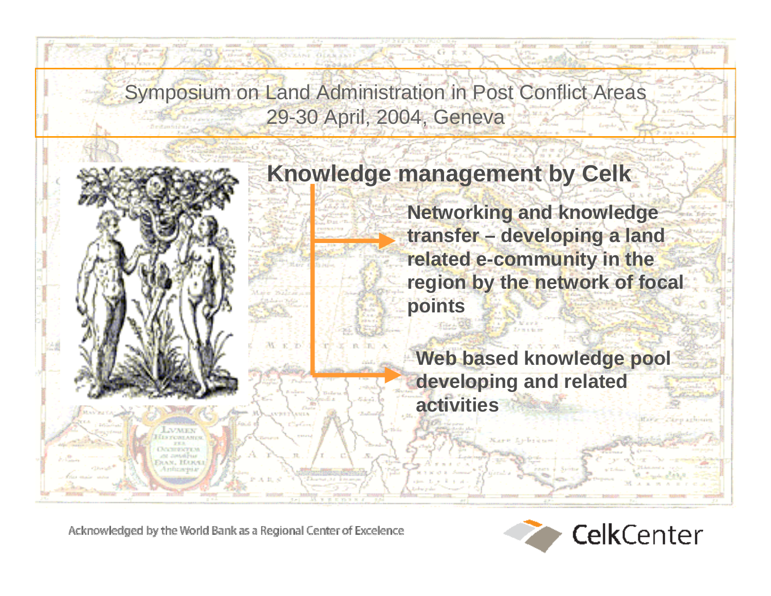Symposium on Land Administration in Post Conflict Areas
29-30 April, 2004, Geneva

## Knowledge management by Celk

- **Networking and knowledge transfer – developing a land related e-community in the region by the network of focal points**
- **Web based knowledge pool developing and related activities**

Acknowledged by the World Bank as a Regional Center of Excelence

CelkCenter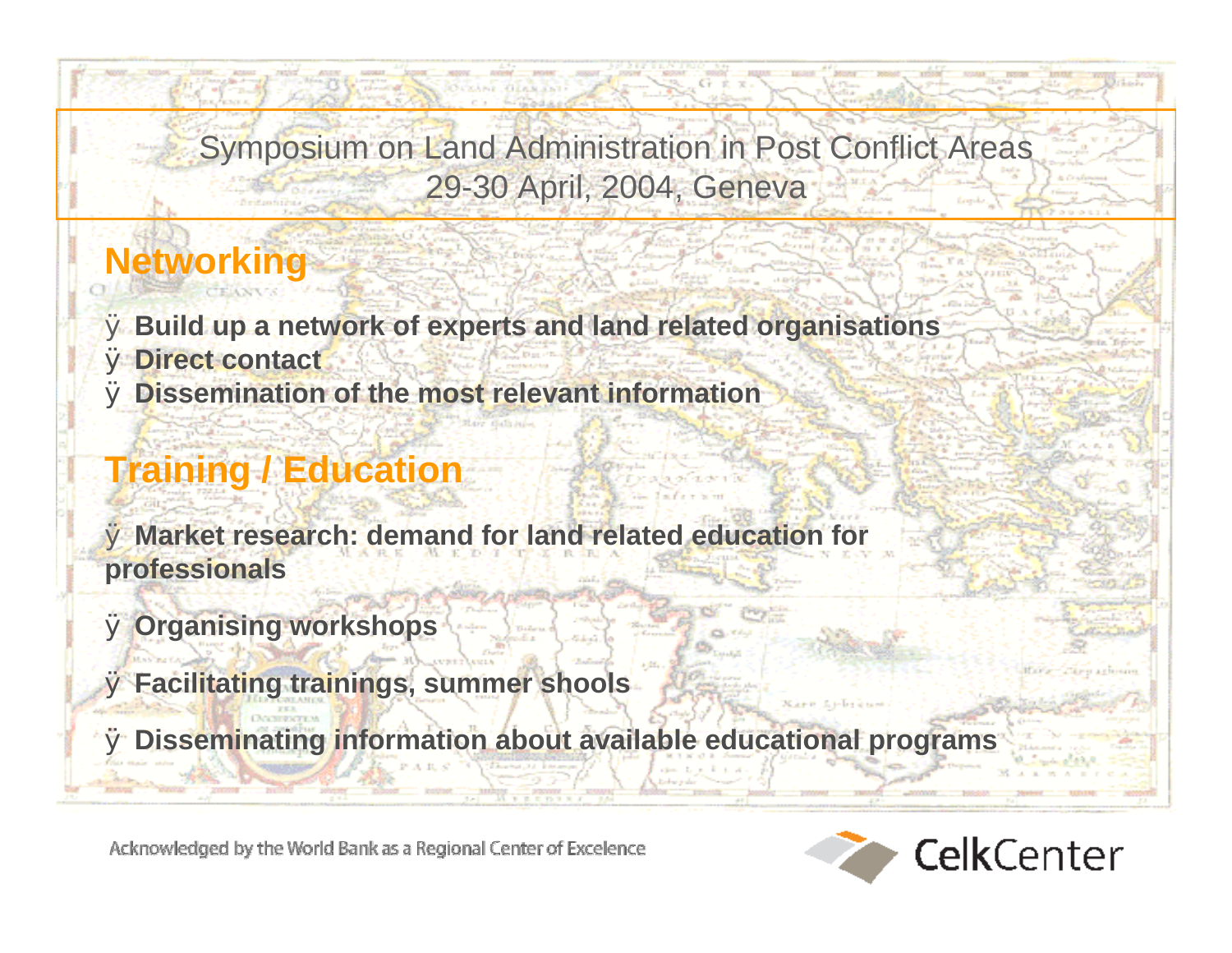## Networking

- **Build up a network of experts and land related organisations**
- **Direct contact**
- **Dissemination of the most relevant information**

## Training / Education

- **Market research: demand for land related education for professionals**
- **Organising workshops**
- **Facilitating trainings, summer shools**
- **Disseminating information about available educational programs**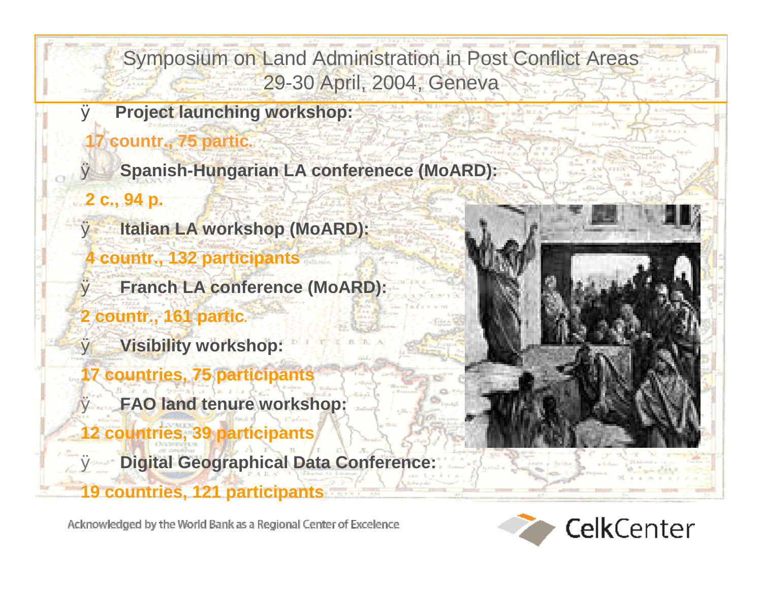# Symposium on Land Administration in Post Conflict Areas
## 29-30 April, 2004, Geneva

- **Project launching workshop:**
  **17 countr., 75 partic.**
- **Spanish-Hungarian LA conferenece (MoARD):**
  **2 c., 94 p.**
- **Italian LA workshop (MoARD):**
  **4 countr., 132 participants**
- **Franch LA conference (MoARD):**
  **2 countr., 161 partic.**
- **Visibility workshop:**
  **17 countries, 75 participants**
- **FAO land tenure workshop:**
  **12 countries, 39 participants**
- **Digital Geographical Data Conference:**
  **19 countries, 121 participants**

Acknowledged by the World Bank as a Regional Center of Excelence

CelkCenter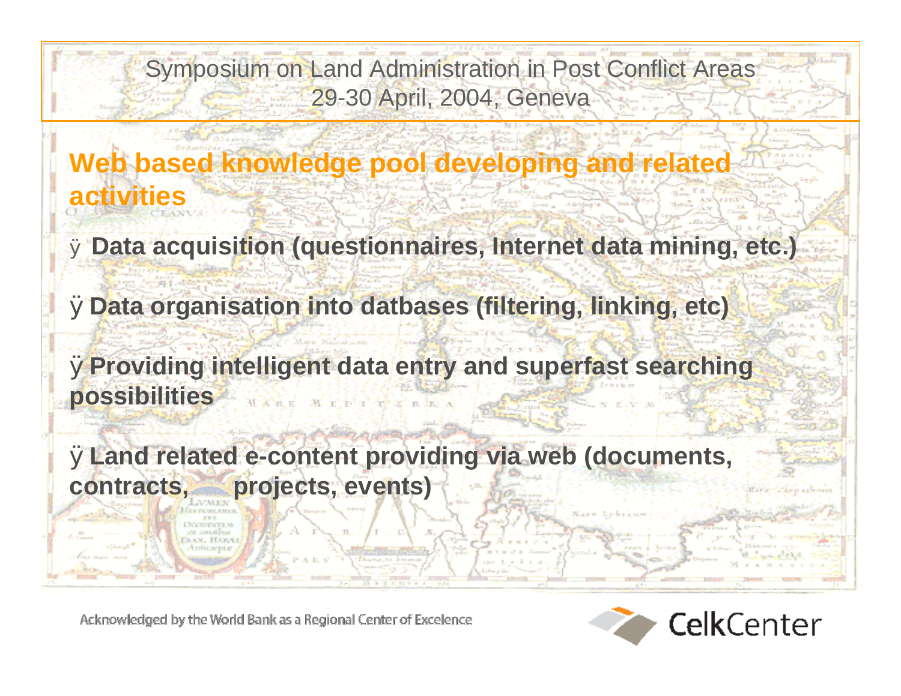Symposium on Land Administration in Post Conflict Areas
29-30 April, 2004, Geneva

## Web based knowledge pool developing and related activities

- **Data acquisition (questionnaires, Internet data mining, etc.)**
- **Data organisation into datbases (filtering, linking, etc)**
- **Providing intelligent data entry and superfast searching possibilities**
- **Land related e-content providing via web (documents, contracts, projects, events)**

Acknowledged by the World Bank as a Regional Center of Excelence

CelkCenter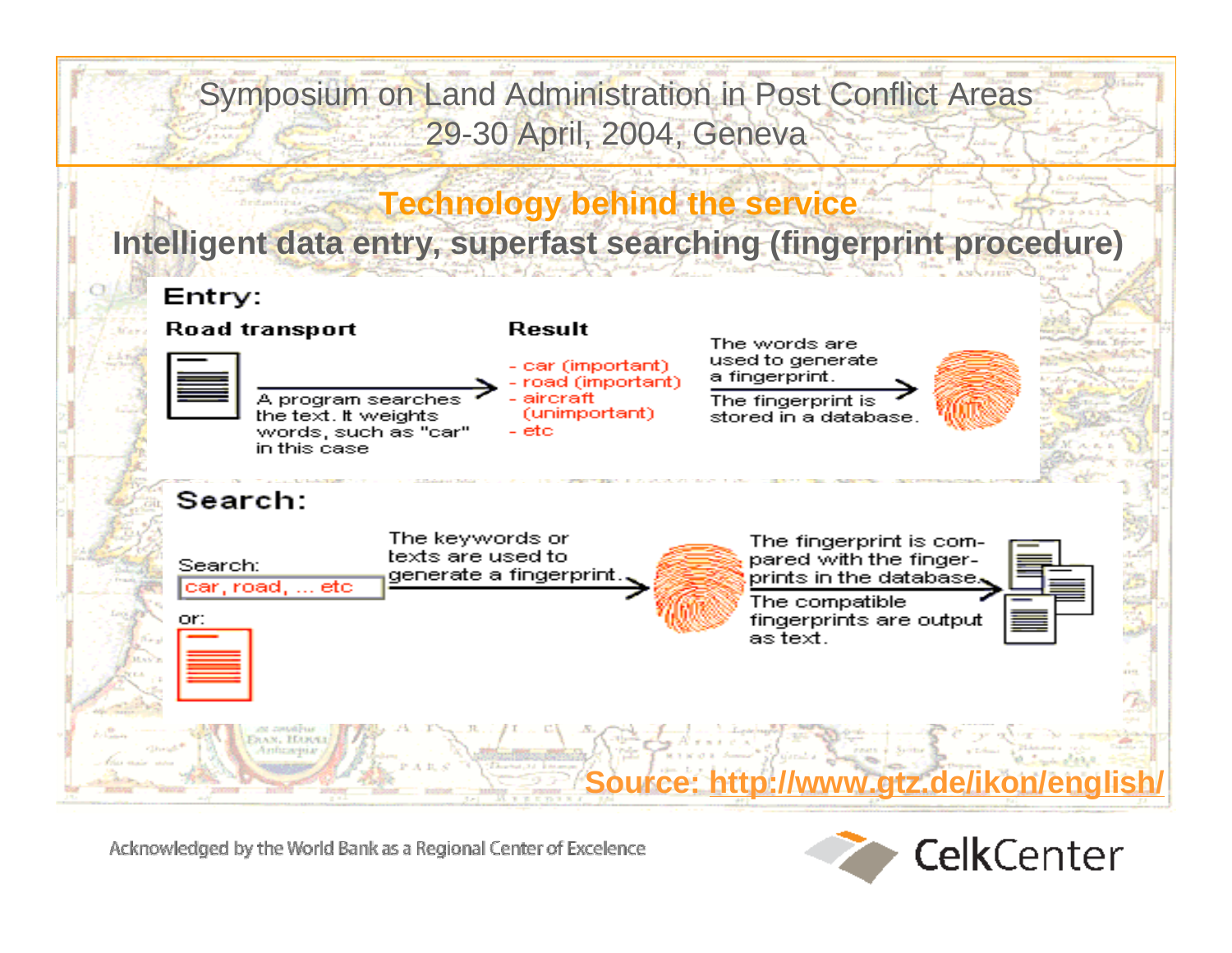Symposium on Land Administration in Post Conflict Areas
29-30 April, 2004, Geneva

## Technology behind the service

### Intelligent data entry, superfast searching (fingerprint procedure)

**Entry:**

**Road transport**

A program searches the text. It weights words, such as "car" in this case

**Result**

- car (important)
- road (important)
- aircraft (unimportant)
- etc

The words are used to generate a fingerprint.

The fingerprint is stored in a database.

**Search:**

Search: car, road, ... etc

or:

The keywords or texts are used to generate a fingerprint.

The fingerprint is compared with the fingerprints in the database.

The compatible fingerprints are output as text.

Source: http://www.gtz.de/ikon/english/

Acknowledged by the World Bank as a Regional Center of Excellence

CelkCenter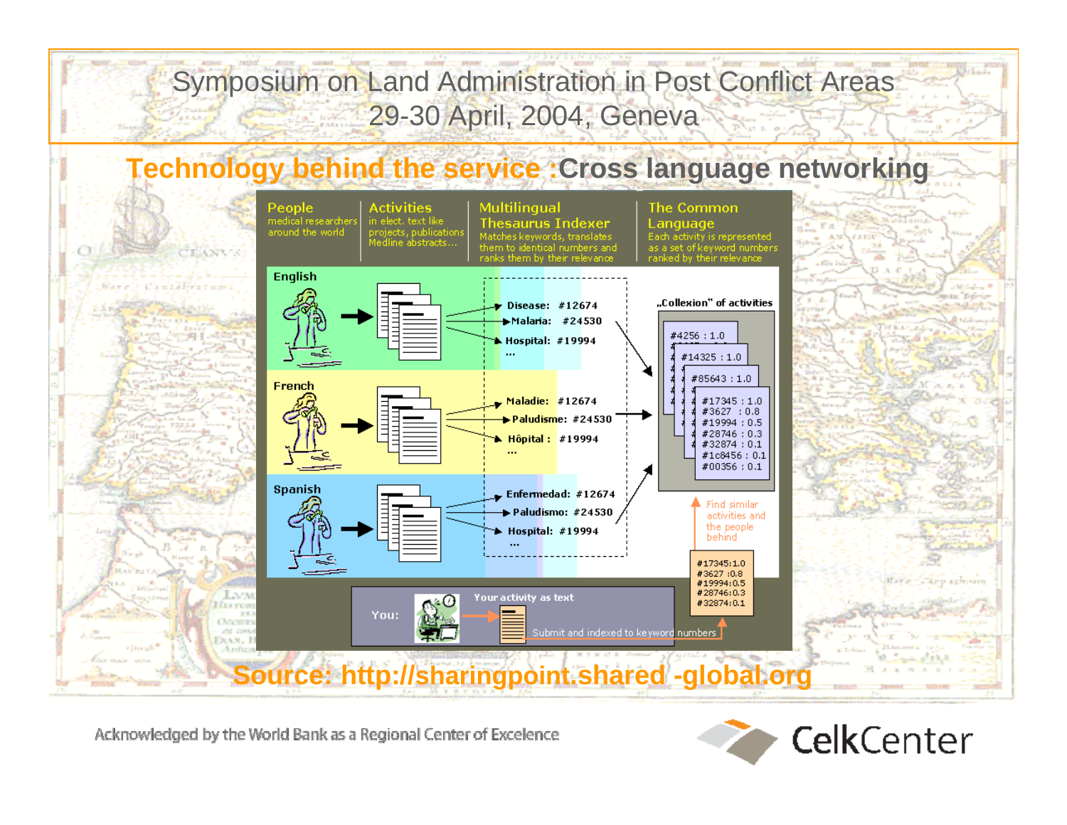Symposium on Land Administration in Post Conflict Areas
29-30 April, 2004, Geneva

## Technology behind the service : Cross language networking

**People**
medical researchers around the world

**Activities**
in elect. text like projects, publications Medline abstracts…

**Multilingual Thesaurus Indexer**
Matches keywords, translates them to identical numbers and ranks them by their relevance

**The Common Language**
Each activity is represented as a set of keyword numbers ranked by their relevance

**English**
- Disease: #12674
- Malaria: #24530
- Hospital: #19994
- …

**French**
- Maladie: #12674
- Paludisme: #24530
- Hôpital : #19994
- …

**Spanish**
- Enfermedad: #12674
- Paludismo: #24530
- Hospital: #19994
- …

„Collexion" of activities

- #4256 : 1.0
- #14325 : 1.0
- #85643 : 1.0
- #17345 : 1.0
- #3627 : 0.8
- #19994 : 0.5
- #28746 : 0.3
- #32874 : 0.1
- #1c8456 : 0.1
- #00356 : 0.1

Find similar activities and the people behind

- #17345:1.0
- #3627 :0.8
- #19994:0.5
- #28746:0.3
- #32874:0.1

You: Your activity as text — Submit and indexed to keyword numbers

**Source: http://sharingpoint.shared -global.org**

Acknowledged by the World Bank as a Regional Center of Excellence

CelkCenter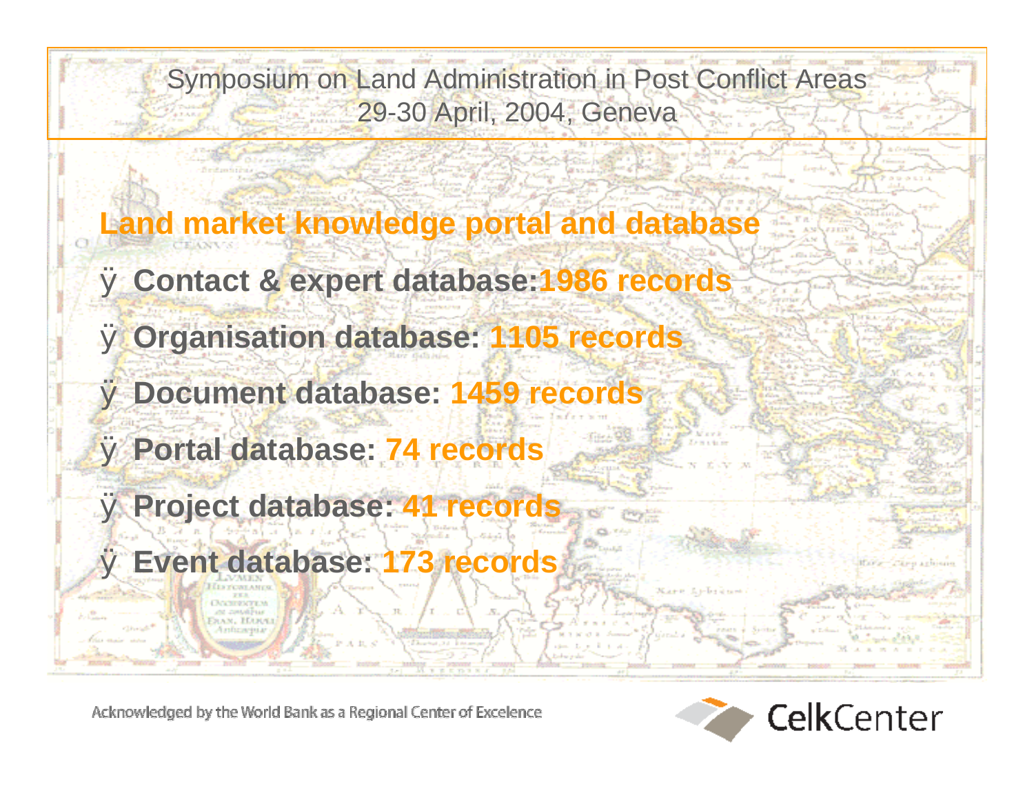## Land market knowledge portal and database

- **Contact & expert database: 1986 records**
- **Organisation database: 1105 records**
- **Document database: 1459 records**
- **Portal database: 74 records**
- **Project database: 41 records**
- **Event database: 173 records**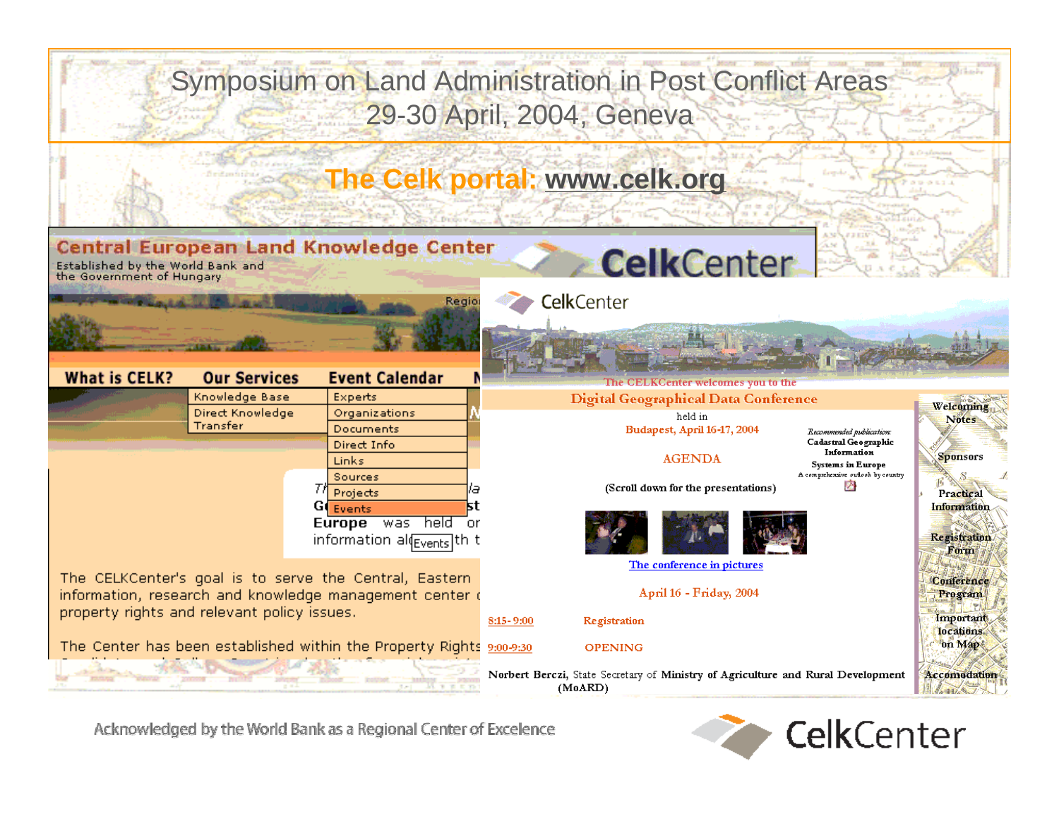# Symposium on Land Administration in Post Conflict Areas
## 29-30 April, 2004, Geneva

## The Celk portal: www.celk.org

**Central European Land Knowledge Center**
Established by the World Bank and the Government of Hungary

CelkCenter

Regio

- **What is CELK?**
- **Our Services**
  - Knowledge Base
  - Direct Knowledge Transfer
- **Event Calendar**
  - Experts
  - Organizations
  - Documents
  - Direct Info
  - Links
  - Sources
  - Projects
  - Events

Th... la
G... st
Europe was held or
information al... th t

The CELKCenter's goal is to serve the Central, Eastern information, research and knowledge management center property rights and relevant policy issues.

The Center has been established within the Property Rights

---

CelkCenter

The CELKCenter welcomes you to the

**Digital Geographical Data Conference**

held in

Budapest, April 16-17, 2004

AGENDA

(Scroll down for the presentations)

*Recommended publication:*
**Cadastral Geographic Information Systems in Europe**
A comprehensive outlook by country

The conference in pictures

April 16 - Friday, 2004

| | |
|---|---|
| 8:15- 9:00 | Registration |
| 9:00-9:30 | OPENING |

**Norbert Berczi,** State Secretary of **Ministry of Agriculture and Rural Development (MoARD)**

- Welcoming Notes
- Sponsors
- Practical Information
- Registration Form
- Conference Program
- Important locations on Map
- Accomodation

---

Acknowledged by the World Bank as a Regional Center of Excellence

CelkCenter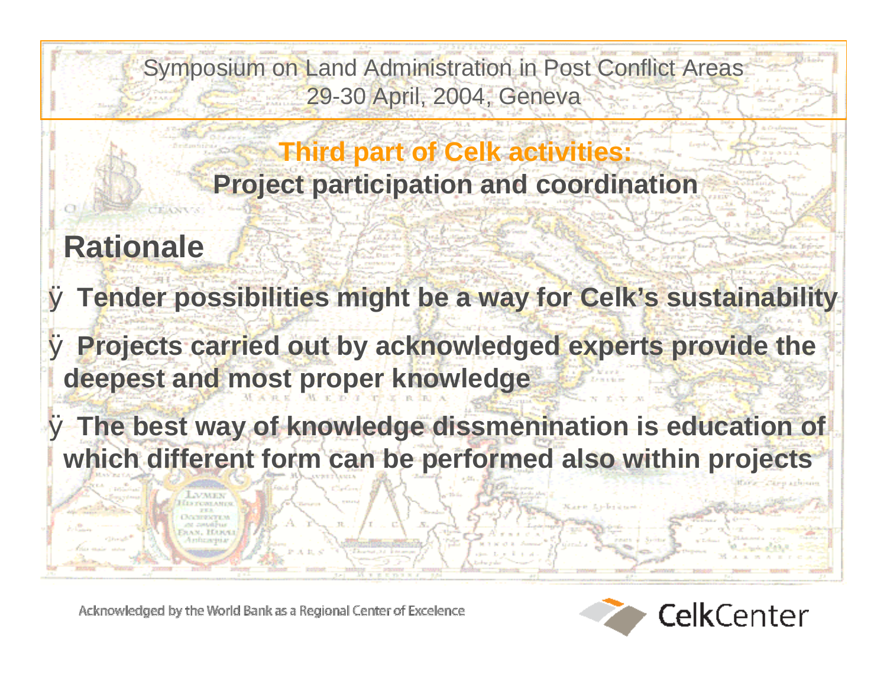Symposium on Land Administration in Post Conflict Areas
29-30 April, 2004, Geneva

## Third part of Celk activities:
## Project participation and coordination

## Rationale

- **Tender possibilities might be a way for Celk's sustainability**
- **Projects carried out by acknowledged experts provide the deepest and most proper knowledge**
- **The best way of knowledge dissmenination is education of which different form can be performed also within projects**

Acknowledged by the World Bank as a Regional Center of Excelence

CelkCenter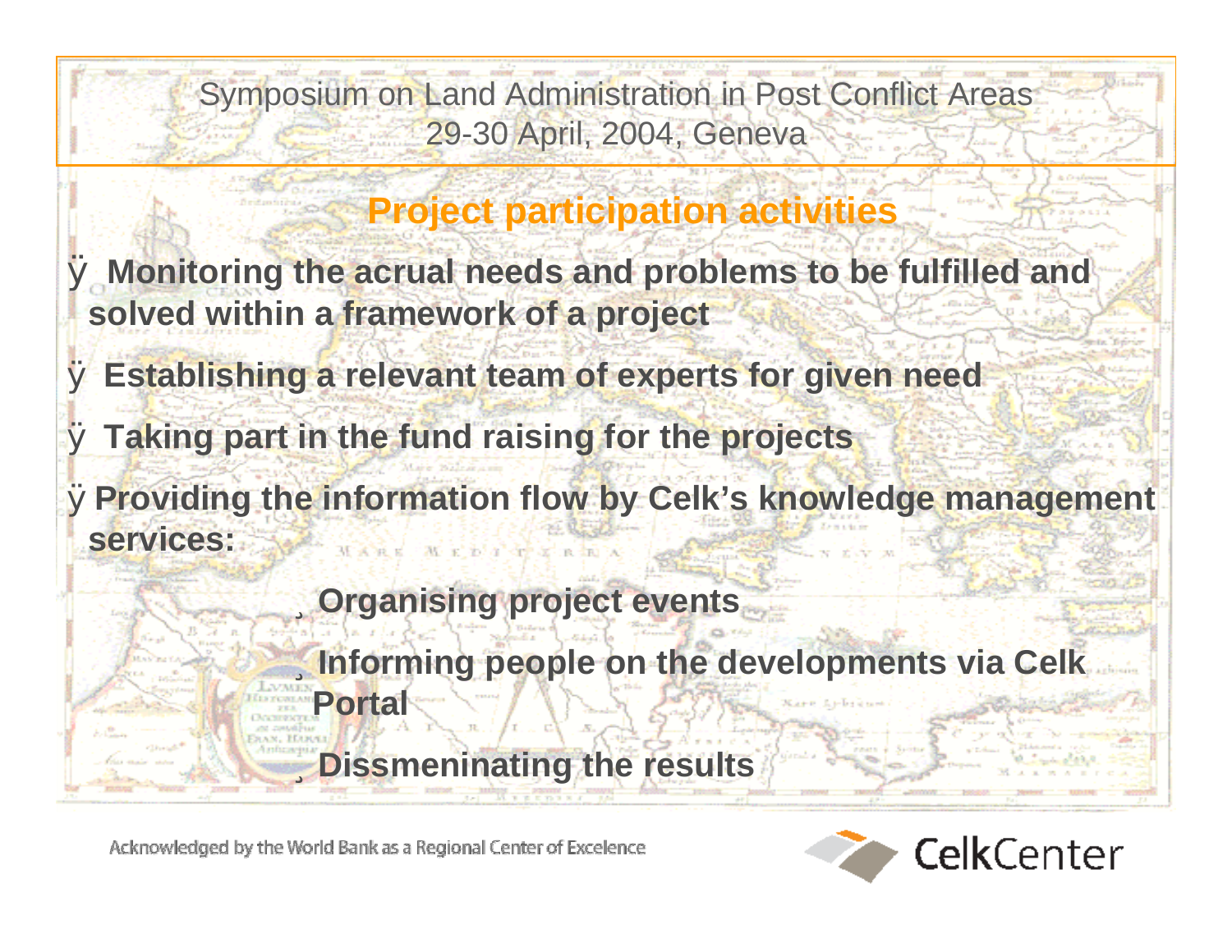## Project participation activities

- Monitoring the acrual needs and problems to be fulfilled and solved within a framework of a project
- Establishing a relevant team of experts for given need
- Taking part in the fund raising for the projects
- Providing the information flow by Celk's knowledge management services:
  - Organising project events
  - Informing people on the developments via Celk Portal
  - Dissmeninating the results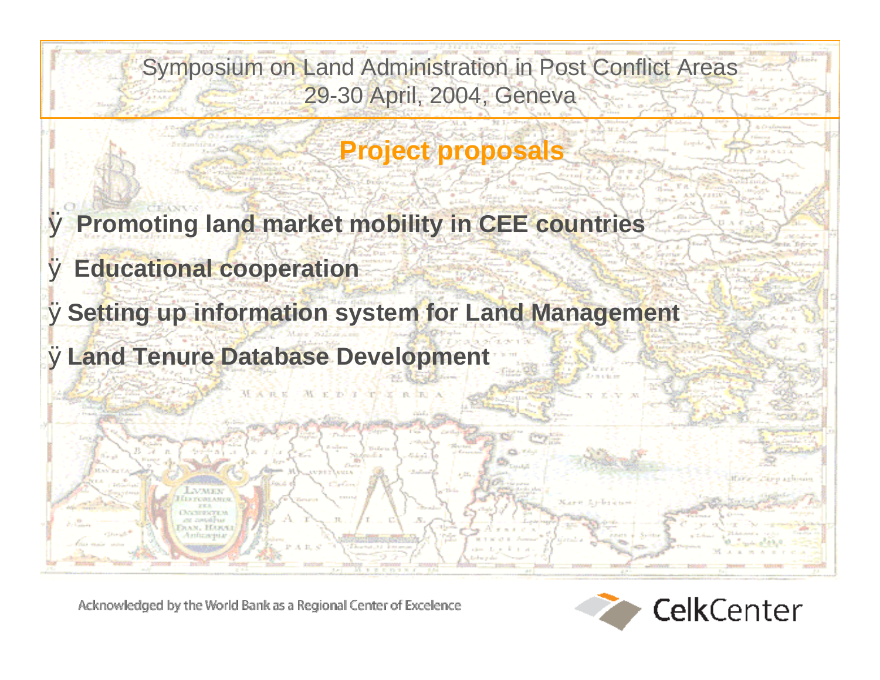Symposium on Land Administration in Post Conflict Areas
29-30 April, 2004, Geneva

## Project proposals

- **Promoting land market mobility in CEE countries**
- **Educational cooperation**
- **Setting up information system for Land Management**
- **Land Tenure Database Development**

Acknowledged by the World Bank as a Regional Center of Excelence

CelkCenter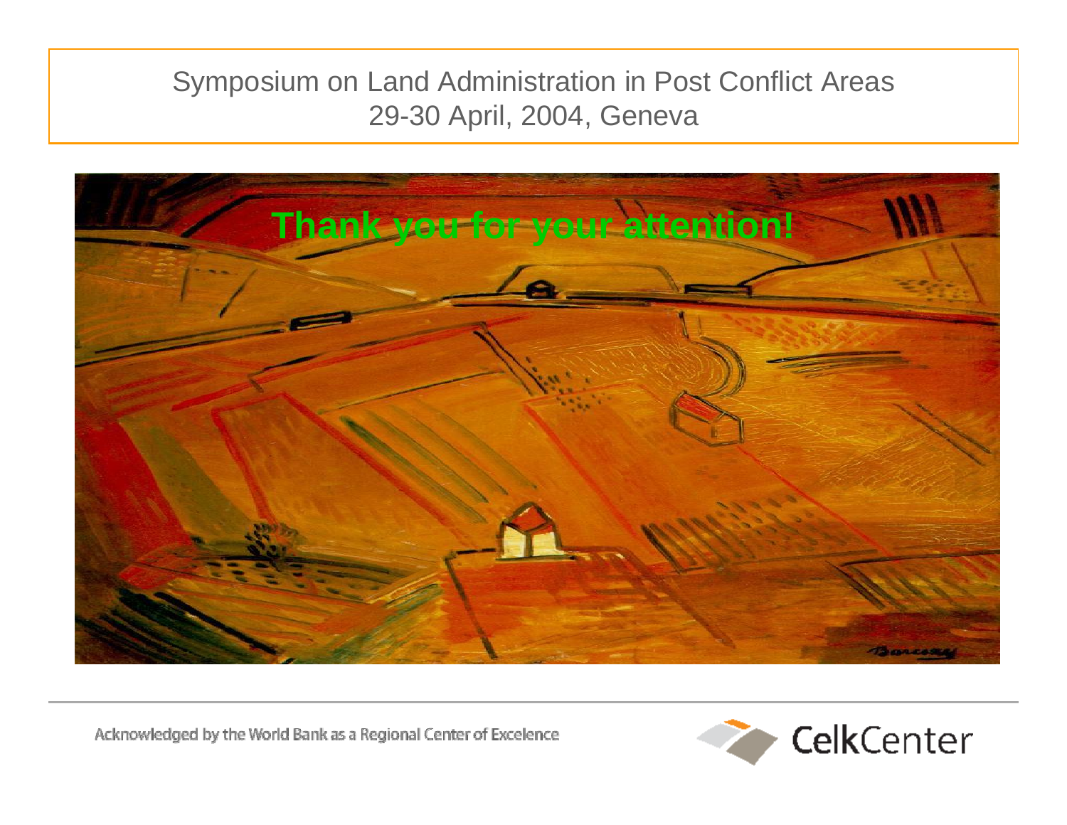Symposium on Land Administration in Post Conflict Areas
29-30 April, 2004, Geneva

**Thank you for your attention!**

Acknowledged by the World Bank as a Regional Center of Excellence

CelkCenter